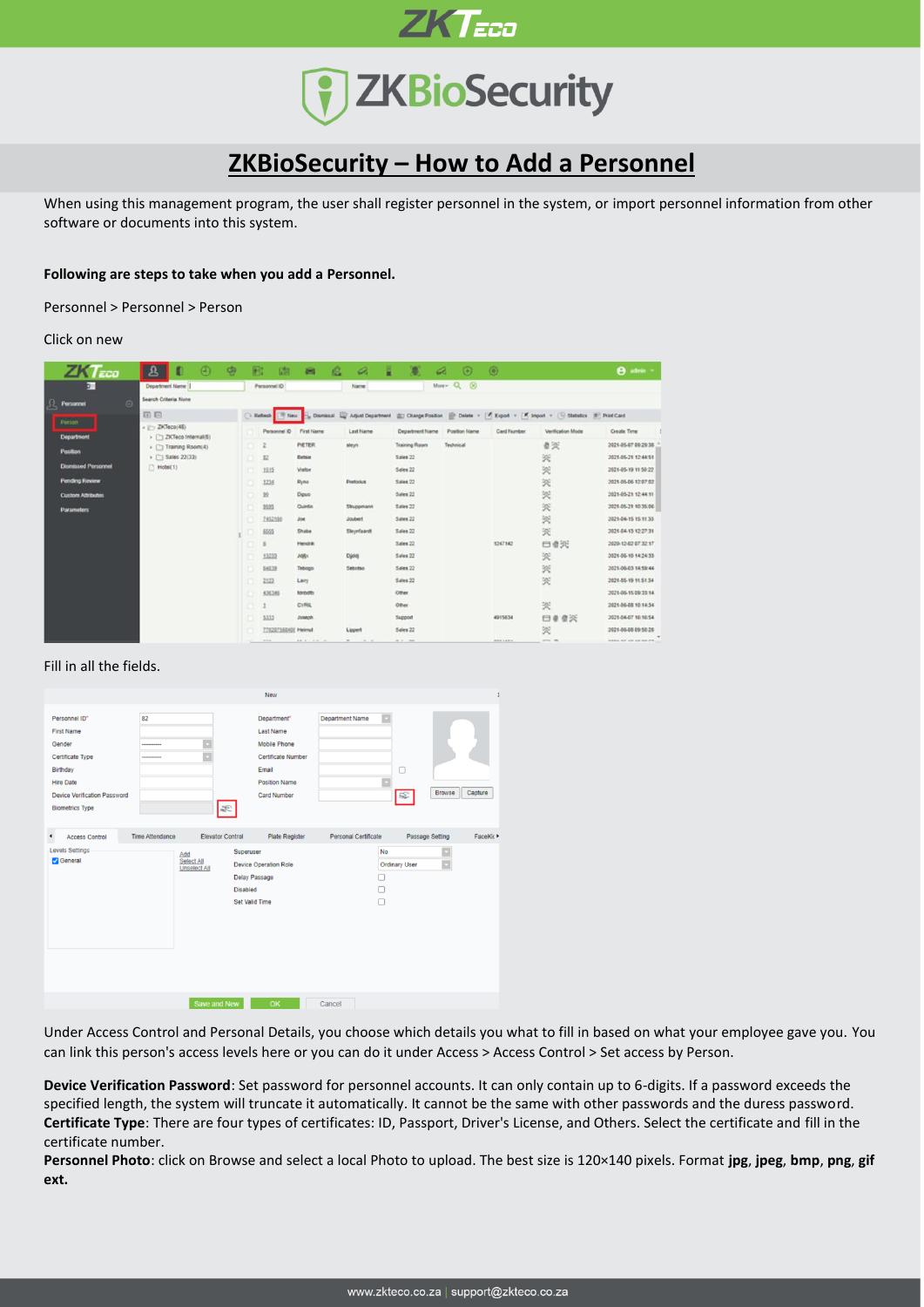# ZKBioSecurity – How to Add a Personnel

When using this management program, the user shall register personnel in the system, or import personnel information from other software or documents into this system.

**Following are steps to take when you add a Personnel.**

Personnel > Personnel > Person

Click on new

Fill in all the fields.

Under Access Control and Personal Details, you choose which details you what to fill in based on what your employee gave you. You can link this person's access levels here or you can do it under Access > Access Control > Set access by Person.

**Device Verification Password**: Set password for personnel accounts. It can only contain up to 6-digits. If a password exceeds the specified length, the system will truncate it automatically. It cannot be the same with other passwords and the duress password.
**Certificate Type**: There are four types of certificates: ID, Passport, Driver's License, and Others. Select the certificate and fill in the certificate number.
**Personnel Photo**: click on Browse and select a local Photo to upload. The best size is 120×140 pixels. Format **jpg**, **jpeg**, **bmp**, **png**, **gif ext.**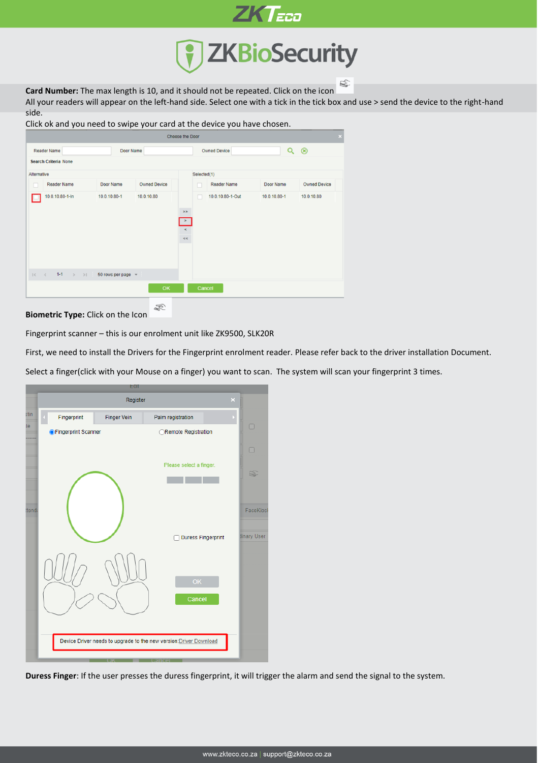**Card Number:** The max length is 10, and it should not be repeated. Click on the icon

All your readers will appear on the left-hand side. Select one with a tick in the tick box and use > send the device to the right-hand side.

Click ok and you need to swipe your card at the device you have chosen.

**Biometric Type:** Click on the Icon

Fingerprint scanner – this is our enrolment unit like ZK9500, SLK20R

First, we need to install the Drivers for the Fingerprint enrolment reader. Please refer back to the driver installation Document.

Select a finger(click with your Mouse on a finger) you want to scan. The system will scan your fingerprint 3 times.

**Duress Finger**: If the user presses the duress fingerprint, it will trigger the alarm and send the signal to the system.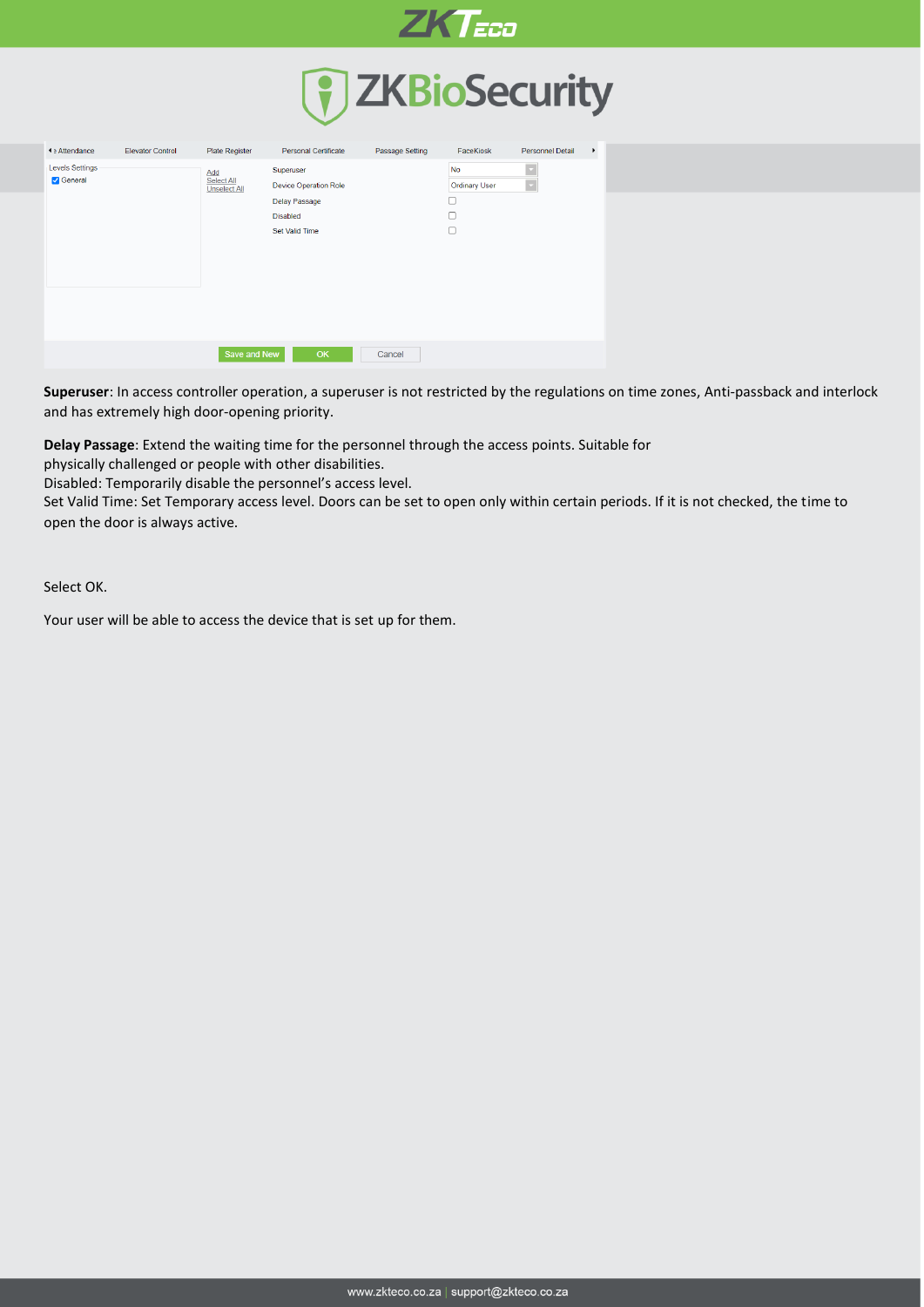**Superuser**: In access controller operation, a superuser is not restricted by the regulations on time zones, Anti-passback and interlock and has extremely high door-opening priority.

**Delay Passage**: Extend the waiting time for the personnel through the access points. Suitable for physically challenged or people with other disabilities.
Disabled: Temporarily disable the personnel's access level.
Set Valid Time: Set Temporary access level. Doors can be set to open only within certain periods. If it is not checked, the time to open the door is always active.

Select OK.

Your user will be able to access the device that is set up for them.